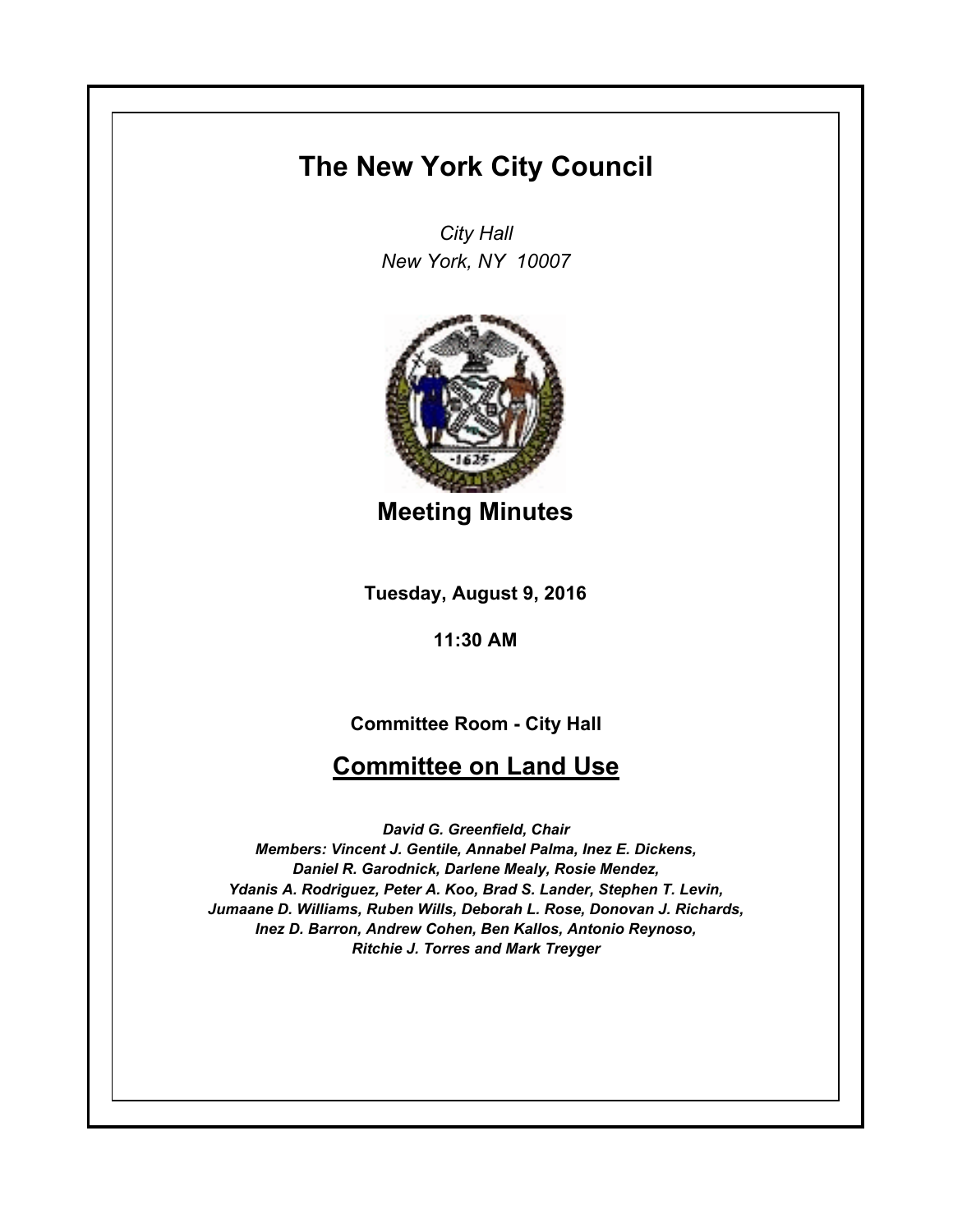# The New York City Council

*City Hall*
*New York, NY 10007*

## Meeting Minutes

**Tuesday, August 9, 2016**

**11:30 AM**

**Committee Room - City Hall**

## Committee on Land Use

***David G. Greenfield, Chair***
***Members: Vincent J. Gentile, Annabel Palma, Inez E. Dickens, Daniel R. Garodnick, Darlene Mealy, Rosie Mendez, Ydanis A. Rodriguez, Peter A. Koo, Brad S. Lander, Stephen T. Levin, Jumaane D. Williams, Ruben Wills, Deborah L. Rose, Donovan J. Richards, Inez D. Barron, Andrew Cohen, Ben Kallos, Antonio Reynoso, Ritchie J. Torres and Mark Treyger***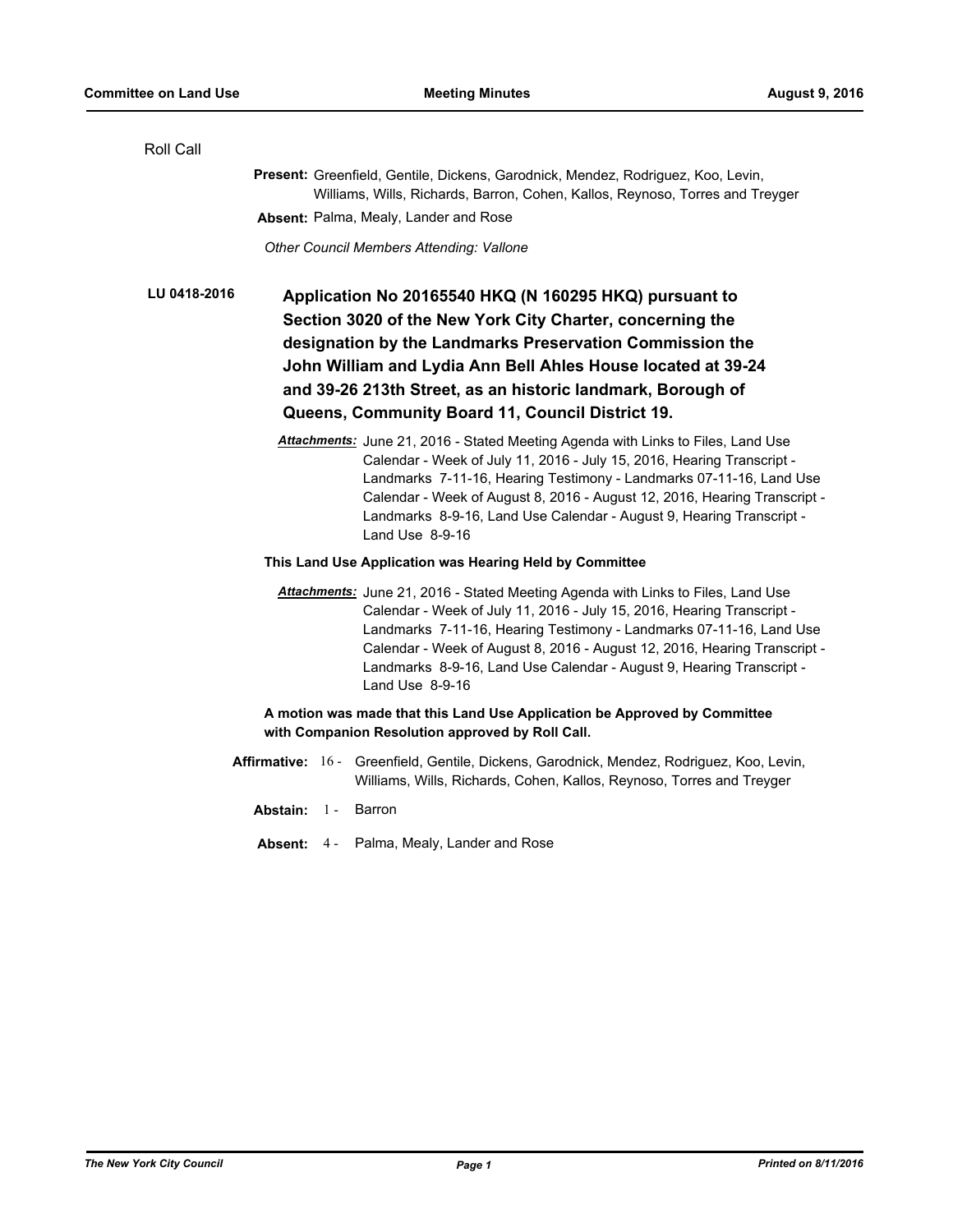Roll Call

**Present:** Greenfield, Gentile, Dickens, Garodnick, Mendez, Rodriguez, Koo, Levin, Williams, Wills, Richards, Barron, Cohen, Kallos, Reynoso, Torres and Treyger

**Absent:** Palma, Mealy, Lander and Rose

*Other Council Members Attending: Vallone*

**LU 0418-2016**

## Application No 20165540 HKQ (N 160295 HKQ) pursuant to Section 3020 of the New York City Charter, concerning the designation by the Landmarks Preservation Commission the John William and Lydia Ann Bell Ahles House located at 39-24 and 39-26 213th Street, as an historic landmark, Borough of Queens, Community Board 11, Council District 19.

***Attachments:*** June 21, 2016 - Stated Meeting Agenda with Links to Files, Land Use Calendar - Week of July 11, 2016 - July 15, 2016, Hearing Transcript - Landmarks 7-11-16, Hearing Testimony - Landmarks 07-11-16, Land Use Calendar - Week of August 8, 2016 - August 12, 2016, Hearing Transcript - Landmarks 8-9-16, Land Use Calendar - August 9, Hearing Transcript - Land Use 8-9-16

**This Land Use Application was Hearing Held by Committee**

***Attachments:*** June 21, 2016 - Stated Meeting Agenda with Links to Files, Land Use Calendar - Week of July 11, 2016 - July 15, 2016, Hearing Transcript - Landmarks 7-11-16, Hearing Testimony - Landmarks 07-11-16, Land Use Calendar - Week of August 8, 2016 - August 12, 2016, Hearing Transcript - Landmarks 8-9-16, Land Use Calendar - August 9, Hearing Transcript - Land Use 8-9-16

**A motion was made that this Land Use Application be Approved by Committee with Companion Resolution approved by Roll Call.**

**Affirmative:** 16 - Greenfield, Gentile, Dickens, Garodnick, Mendez, Rodriguez, Koo, Levin, Williams, Wills, Richards, Cohen, Kallos, Reynoso, Torres and Treyger

**Abstain:** 1 - Barron

**Absent:** 4 - Palma, Mealy, Lander and Rose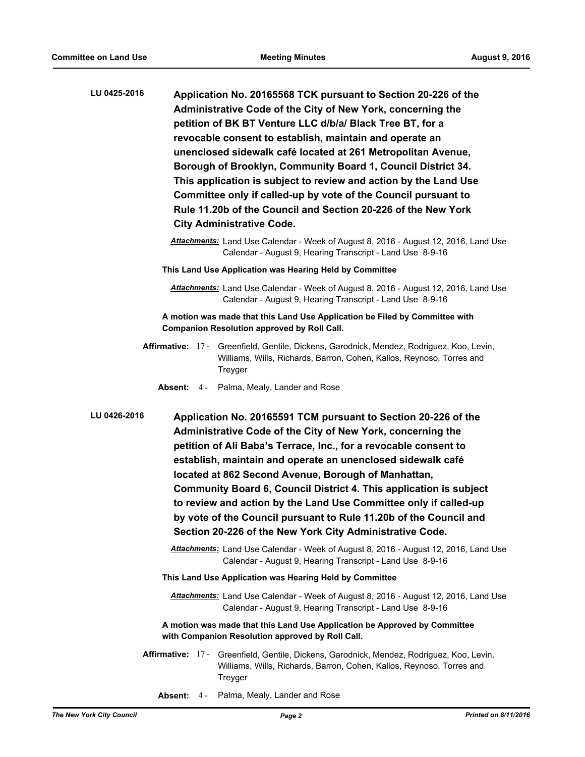**LU 0425-2016** **Application No. 20165568 TCK pursuant to Section 20-226 of the Administrative Code of the City of New York, concerning the petition of BK BT Venture LLC d/b/a/ Black Tree BT, for a revocable consent to establish, maintain and operate an unenclosed sidewalk café located at 261 Metropolitan Avenue, Borough of Brooklyn, Community Board 1, Council District 34. This application is subject to review and action by the Land Use Committee only if called-up by vote of the Council pursuant to Rule 11.20b of the Council and Section 20-226 of the New York City Administrative Code.**

***Attachments:*** Land Use Calendar - Week of August 8, 2016 - August 12, 2016, Land Use Calendar - August 9, Hearing Transcript - Land Use 8-9-16

**This Land Use Application was Hearing Held by Committee**

***Attachments:*** Land Use Calendar - Week of August 8, 2016 - August 12, 2016, Land Use Calendar - August 9, Hearing Transcript - Land Use 8-9-16

**A motion was made that this Land Use Application be Filed by Committee with Companion Resolution approved by Roll Call.**

**Affirmative:** 17 - Greenfield, Gentile, Dickens, Garodnick, Mendez, Rodriguez, Koo, Levin, Williams, Wills, Richards, Barron, Cohen, Kallos, Reynoso, Torres and Treyger

**Absent:** 4 - Palma, Mealy, Lander and Rose

**LU 0426-2016** **Application No. 20165591 TCM pursuant to Section 20-226 of the Administrative Code of the City of New York, concerning the petition of Ali Baba's Terrace, Inc., for a revocable consent to establish, maintain and operate an unenclosed sidewalk café located at 862 Second Avenue, Borough of Manhattan, Community Board 6, Council District 4. This application is subject to review and action by the Land Use Committee only if called-up by vote of the Council pursuant to Rule 11.20b of the Council and Section 20-226 of the New York City Administrative Code.**

***Attachments:*** Land Use Calendar - Week of August 8, 2016 - August 12, 2016, Land Use Calendar - August 9, Hearing Transcript - Land Use 8-9-16

**This Land Use Application was Hearing Held by Committee**

***Attachments:*** Land Use Calendar - Week of August 8, 2016 - August 12, 2016, Land Use Calendar - August 9, Hearing Transcript - Land Use 8-9-16

**A motion was made that this Land Use Application be Approved by Committee with Companion Resolution approved by Roll Call.**

**Affirmative:** 17 - Greenfield, Gentile, Dickens, Garodnick, Mendez, Rodriguez, Koo, Levin, Williams, Wills, Richards, Barron, Cohen, Kallos, Reynoso, Torres and Treyger

**Absent:** 4 - Palma, Mealy, Lander and Rose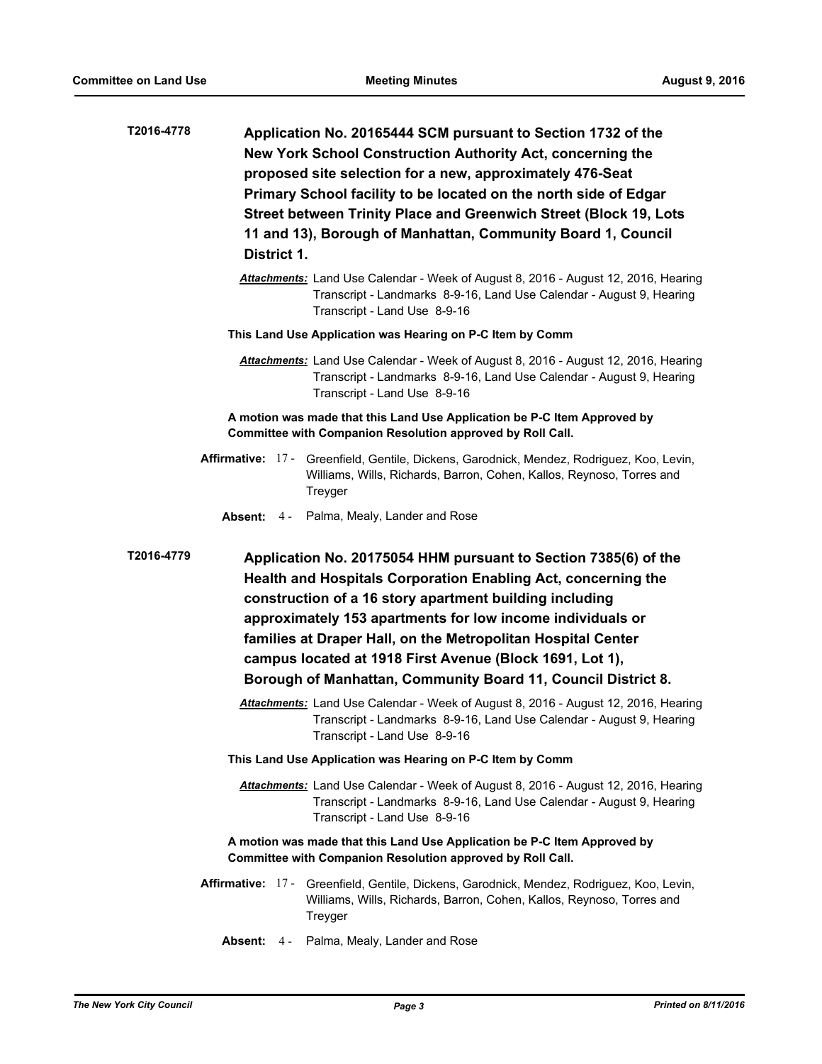**T2016-4778** **Application No. 20165444 SCM pursuant to Section 1732 of the New York School Construction Authority Act, concerning the proposed site selection for a new, approximately 476-Seat Primary School facility to be located on the north side of Edgar Street between Trinity Place and Greenwich Street (Block 19, Lots 11 and 13), Borough of Manhattan, Community Board 1, Council District 1.**

*Attachments:* Land Use Calendar - Week of August 8, 2016 - August 12, 2016, Hearing Transcript - Landmarks 8-9-16, Land Use Calendar - August 9, Hearing Transcript - Land Use 8-9-16

**This Land Use Application was Hearing on P-C Item by Comm**

*Attachments:* Land Use Calendar - Week of August 8, 2016 - August 12, 2016, Hearing Transcript - Landmarks 8-9-16, Land Use Calendar - August 9, Hearing Transcript - Land Use 8-9-16

**A motion was made that this Land Use Application be P-C Item Approved by Committee with Companion Resolution approved by Roll Call.**

**Affirmative:** 17 - Greenfield, Gentile, Dickens, Garodnick, Mendez, Rodriguez, Koo, Levin, Williams, Wills, Richards, Barron, Cohen, Kallos, Reynoso, Torres and Treyger

**Absent:** 4 - Palma, Mealy, Lander and Rose

**T2016-4779** **Application No. 20175054 HHM pursuant to Section 7385(6) of the Health and Hospitals Corporation Enabling Act, concerning the construction of a 16 story apartment building including approximately 153 apartments for low income individuals or families at Draper Hall, on the Metropolitan Hospital Center campus located at 1918 First Avenue (Block 1691, Lot 1), Borough of Manhattan, Community Board 11, Council District 8.**

*Attachments:* Land Use Calendar - Week of August 8, 2016 - August 12, 2016, Hearing Transcript - Landmarks 8-9-16, Land Use Calendar - August 9, Hearing Transcript - Land Use 8-9-16

**This Land Use Application was Hearing on P-C Item by Comm**

*Attachments:* Land Use Calendar - Week of August 8, 2016 - August 12, 2016, Hearing Transcript - Landmarks 8-9-16, Land Use Calendar - August 9, Hearing Transcript - Land Use 8-9-16

**A motion was made that this Land Use Application be P-C Item Approved by Committee with Companion Resolution approved by Roll Call.**

**Affirmative:** 17 - Greenfield, Gentile, Dickens, Garodnick, Mendez, Rodriguez, Koo, Levin, Williams, Wills, Richards, Barron, Cohen, Kallos, Reynoso, Torres and Treyger

**Absent:** 4 - Palma, Mealy, Lander and Rose